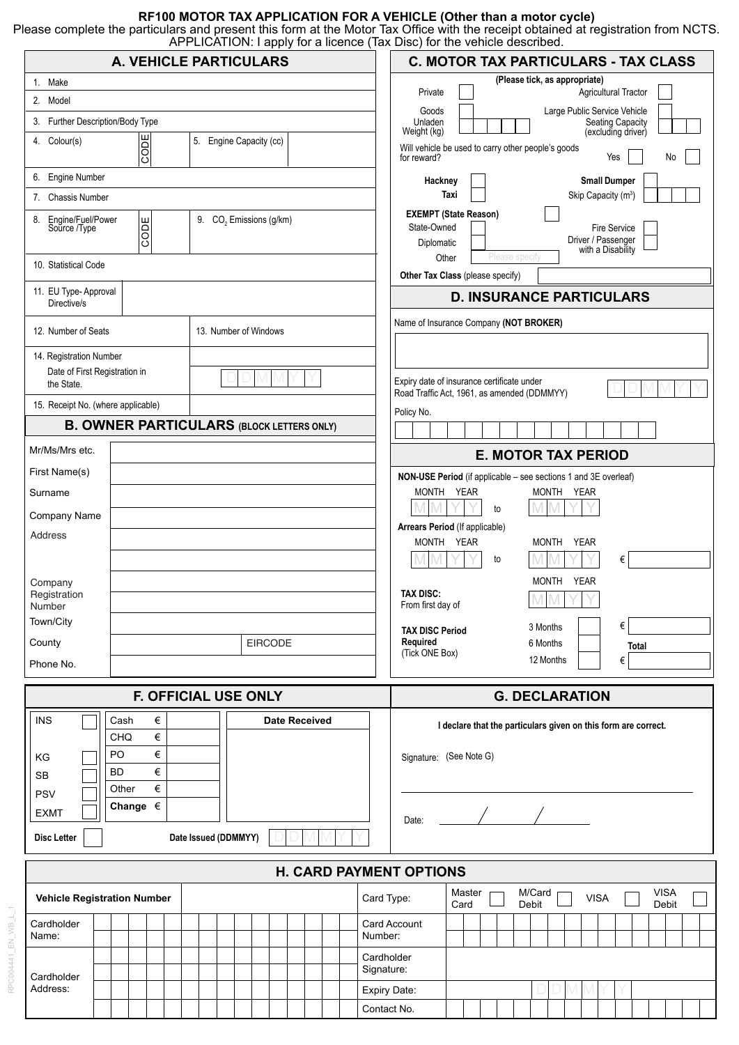# RF100 MOTOR TAX APPLICATION FOR A VEHICLE (Other than a motor cycle)

Please complete the particulars and present this form at the Motor Tax Office with the receipt obtained at registration from NCTS.

APPLICATION: I apply for a licence (Tax Disc) for the vehicle described.

## A. VEHICLE PARTICULARS

| | |
|---|---|
| 1. Make | |
| 2. Model | |
| 3. Further Description/Body Type | |
| 4. Colour(s) CODE | 5. Engine Capacity (cc) |
| 6. Engine Number | |
| 7. Chassis Number | |
| 8. Engine/Fuel/Power Source /Type CODE | 9. $CO_2$ Emissions (g/km) |
| 10. Statistical Code | |
| 11. EU Type- Approval Directive/s | |
| 12. Number of Seats | 13. Number of Windows |
| 14. Registration Number | |
| Date of First Registration in the State. | DDMMYY |
| 15. Receipt No. (where applicable) | |

## B. OWNER PARTICULARS (BLOCK LETTERS ONLY)

| | |
|---|---|
| Mr/Ms/Mrs etc. | |
| First Name(s) | |
| Surname | |
| Company Name | |
| Address | |
| | |
| Company Registration Number | |
| Town/City | |
| County | EIRCODE |
| Phone No. | |

## C. MOTOR TAX PARTICULARS - TAX CLASS

(Please tick, as appropriate)

- Private ☐
- Agricultural Tractor ☐
- Goods Unladen Weight (kg) ☐
- Large Public Service Vehicle ☐ Seating Capacity (excluding driver)
- Will vehicle be used to carry other people's goods for reward? Yes ☐ No ☐
- Hackney ☐ Taxi ☐
- Small Dumper ☐ Skip Capacity ($m^3$)
- EXEMPT (State Reason) ☐
  - State-Owned
  - Diplomatic
  - Other (Please specify)
  - Fire Service ☐
  - Driver / Passenger with a Disability ☐
- Other Tax Class (please specify)

## D. INSURANCE PARTICULARS

Name of Insurance Company (NOT BROKER)

Expiry date of insurance certificate under Road Traffic Act, 1961, as amended (DDMMYY) DDMMYY

Policy No.

## E. MOTOR TAX PERIOD

**NON-USE Period** (if applicable – see sections 1 and 3E overleaf)

MONTH YEAR MMYY to MONTH YEAR MMYY

**Arrears Period** (If applicable)

MONTH YEAR MMYY to MONTH YEAR MMYY €

**TAX DISC:** From first day of MONTH YEAR MMYY

**TAX DISC Period Required** (Tick ONE Box)

- 3 Months ☐ €
- 6 Months ☐ **Total**
- 12 Months ☐ €

## F. OFFICIAL USE ONLY

| | | | |
|---|---|---|---|
| INS ☐ | Cash € | | **Date Received** |
| | CHQ € | | |
| KG ☐ | PO € | | |
| SB ☐ | BD € | | |
| PSV ☐ | Other € | | |
| EXMT ☐ | **Change** € | | |

**Disc Letter** ☐ **Date Issued (DDMMYY)** DDMMYY

## G. DECLARATION

**I declare that the particulars given on this form are correct.**

Signature: (See Note G)

Date: / /

## H. CARD PAYMENT OPTIONS

| | | | |
|---|---|---|---|
| **Vehicle Registration Number** | | Card Type: | Master Card ☐ M/Card Debit ☐ VISA ☐ VISA Debit ☐ |
| Cardholder Name: | | Card Account Number: | |
| Cardholder Address: | | Cardholder Signature: | |
| | | Expiry Date: | DDMMYY |
| | | Contact No. | |

RPC004441_EN_WB_L_1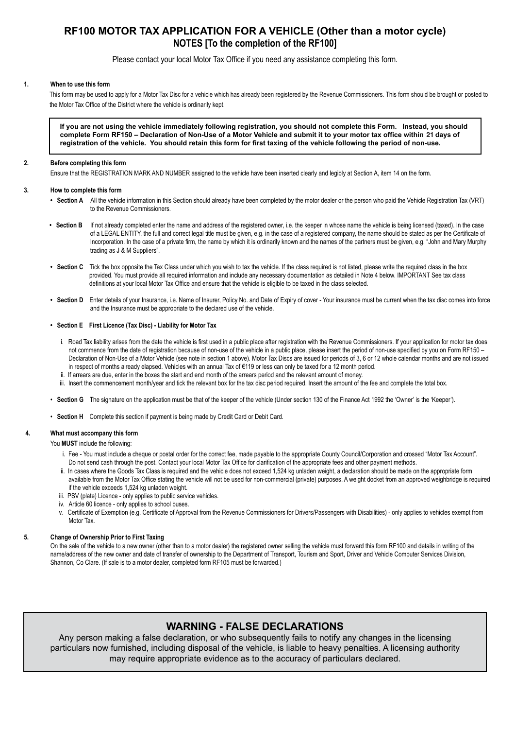# RF100 MOTOR TAX APPLICATION FOR A VEHICLE (Other than a motor cycle)

## NOTES [To the completion of the RF100]

Please contact your local Motor Tax Office if you need any assistance completing this form.

### 1. When to use this form

This form may be used to apply for a Motor Tax Disc for a vehicle which has already been registered by the Revenue Commissioners. This form should be brought or posted to the Motor Tax Office of the District where the vehicle is ordinarily kept.

**If you are not using the vehicle immediately following registration, you should not complete this Form. Instead, you should complete Form RF150 – Declaration of Non-Use of a Motor Vehicle and submit it to your motor tax office within 21 days of registration of the vehicle. You should retain this form for first taxing of the vehicle following the period of non-use.**

### 2. Before completing this form

Ensure that the REGISTRATION MARK AND NUMBER assigned to the vehicle have been inserted clearly and legibly at Section A, item 14 on the form.

### 3. How to complete this form

- **Section A** All the vehicle information in this Section should already have been completed by the motor dealer or the person who paid the Vehicle Registration Tax (VRT) to the Revenue Commissioners.
- **Section B** If not already completed enter the name and address of the registered owner, i.e. the keeper in whose name the vehicle is being licensed (taxed). In the case of a LEGAL ENTITY, the full and correct legal title must be given, e.g. in the case of a registered company, the name should be stated as per the Certificate of Incorporation. In the case of a private firm, the name by which it is ordinarily known and the names of the partners must be given, e.g. "John and Mary Murphy trading as J & M Suppliers".
- **Section C** Tick the box opposite the Tax Class under which you wish to tax the vehicle. If the class required is not listed, please write the required class in the box provided. You must provide all required information and include any necessary documentation as detailed in Note 4 below. IMPORTANT See tax class definitions at your local Motor Tax Office and ensure that the vehicle is eligible to be taxed in the class selected.
- **Section D** Enter details of your Insurance, i.e. Name of Insurer, Policy No. and Date of Expiry of cover - Your insurance must be current when the tax disc comes into force and the Insurance must be appropriate to the declared use of the vehicle.
- **Section E First Licence (Tax Disc) - Liability for Motor Tax**
  - i. Road Tax liability arises from the date the vehicle is first used in a public place after registration with the Revenue Commissioners. If your application for motor tax does not commence from the date of registration because of non-use of the vehicle in a public place, please insert the period of non-use specified by you on Form RF150 – Declaration of Non-Use of a Motor Vehicle (see note in section 1 above). Motor Tax Discs are issued for periods of 3, 6 or 12 whole calendar months and are not issued in respect of months already elapsed. Vehicles with an annual Tax of €119 or less can only be taxed for a 12 month period.
  - ii. If arrears are due, enter in the boxes the start and end month of the arrears period and the relevant amount of money.
  - iii. Insert the commencement month/year and tick the relevant box for the tax disc period required. Insert the amount of the fee and complete the total box.
- **Section G** The signature on the application must be that of the keeper of the vehicle (Under section 130 of the Finance Act 1992 the 'Owner' is the 'Keeper').
- **Section H** Complete this section if payment is being made by Credit Card or Debit Card.

### 4. What must accompany this form

You **MUST** include the following:

- i. Fee - You must include a cheque or postal order for the correct fee, made payable to the appropriate County Council/Corporation and crossed "Motor Tax Account". Do not send cash through the post. Contact your local Motor Tax Office for clarification of the appropriate fees and other payment methods.
- ii. In cases where the Goods Tax Class is required and the vehicle does not exceed 1,524 kg unladen weight, a declaration should be made on the appropriate form available from the Motor Tax Office stating the vehicle will not be used for non-commercial (private) purposes. A weight docket from an approved weighbridge is required if the vehicle exceeds 1,524 kg unladen weight.
- iii. PSV (plate) Licence - only applies to public service vehicles.
- iv. Article 60 licence - only applies to school buses.
- v. Certificate of Exemption (e.g. Certificate of Approval from the Revenue Commissioners for Drivers/Passengers with Disabilities) - only applies to vehicles exempt from Motor Tax.

### 5. Change of Ownership Prior to First Taxing

On the sale of the vehicle to a new owner (other than to a motor dealer) the registered owner selling the vehicle must forward this form RF100 and details in writing of the name/address of the new owner and date of transfer of ownership to the Department of Transport, Tourism and Sport, Driver and Vehicle Computer Services Division, Shannon, Co Clare. (If sale is to a motor dealer, completed form RF105 must be forwarded.)

## WARNING - FALSE DECLARATIONS

Any person making a false declaration, or who subsequently fails to notify any changes in the licensing particulars now furnished, including disposal of the vehicle, is liable to heavy penalties. A licensing authority may require appropriate evidence as to the accuracy of particulars declared.